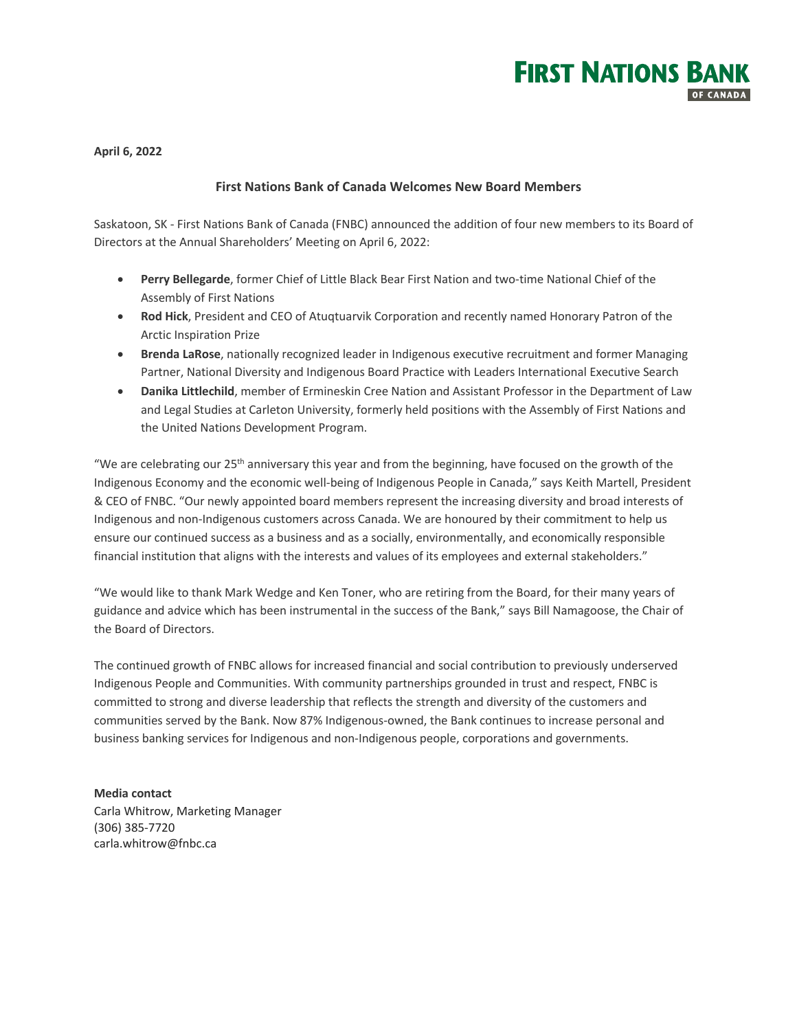FIRST NATIONS BANK OF CANADA

**April 6, 2022**

## First Nations Bank of Canada Welcomes New Board Members

Saskatoon, SK - First Nations Bank of Canada (FNBC) announced the addition of four new members to its Board of Directors at the Annual Shareholders' Meeting on April 6, 2022:

- **Perry Bellegarde**, former Chief of Little Black Bear First Nation and two-time National Chief of the Assembly of First Nations
- **Rod Hick**, President and CEO of Atuqtuarvik Corporation and recently named Honorary Patron of the Arctic Inspiration Prize
- **Brenda LaRose**, nationally recognized leader in Indigenous executive recruitment and former Managing Partner, National Diversity and Indigenous Board Practice with Leaders International Executive Search
- **Danika Littlechild**, member of Ermineskin Cree Nation and Assistant Professor in the Department of Law and Legal Studies at Carleton University, formerly held positions with the Assembly of First Nations and the United Nations Development Program.

"We are celebrating our 25th anniversary this year and from the beginning, have focused on the growth of the Indigenous Economy and the economic well-being of Indigenous People in Canada," says Keith Martell, President & CEO of FNBC. "Our newly appointed board members represent the increasing diversity and broad interests of Indigenous and non-Indigenous customers across Canada. We are honoured by their commitment to help us ensure our continued success as a business and as a socially, environmentally, and economically responsible financial institution that aligns with the interests and values of its employees and external stakeholders."

"We would like to thank Mark Wedge and Ken Toner, who are retiring from the Board, for their many years of guidance and advice which has been instrumental in the success of the Bank," says Bill Namagoose, the Chair of the Board of Directors.

The continued growth of FNBC allows for increased financial and social contribution to previously underserved Indigenous People and Communities. With community partnerships grounded in trust and respect, FNBC is committed to strong and diverse leadership that reflects the strength and diversity of the customers and communities served by the Bank. Now 87% Indigenous-owned, the Bank continues to increase personal and business banking services for Indigenous and non-Indigenous people, corporations and governments.

**Media contact**
Carla Whitrow, Marketing Manager
(306) 385-7720
carla.whitrow@fnbc.ca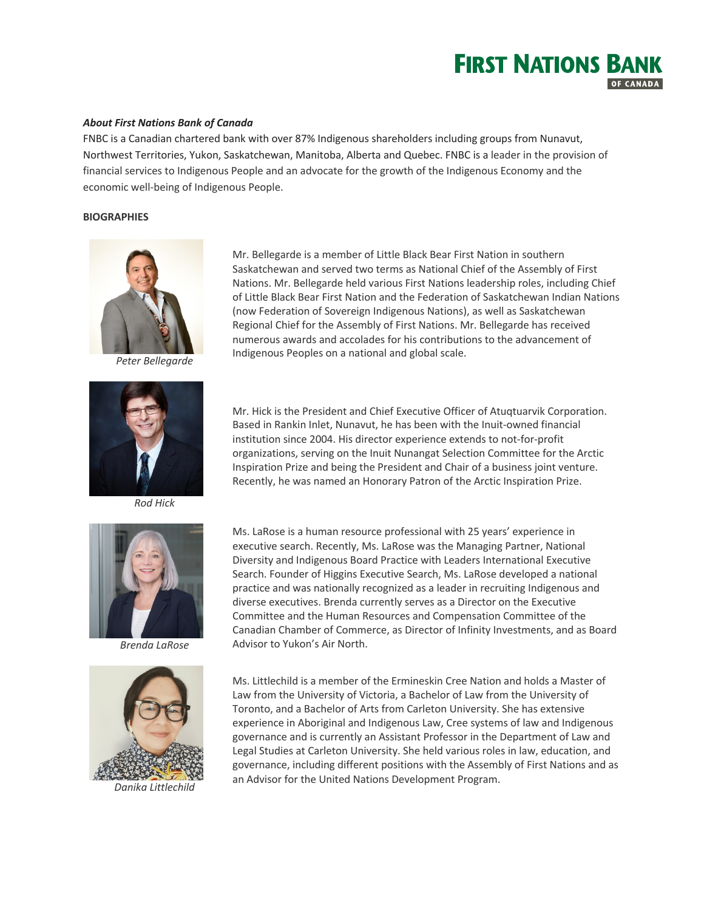**FIRST NATIONS BANK OF CANADA**

***About First Nations Bank of Canada***

FNBC is a Canadian chartered bank with over 87% Indigenous shareholders including groups from Nunavut, Northwest Territories, Yukon, Saskatchewan, Manitoba, Alberta and Quebec. FNBC is a leader in the provision of financial services to Indigenous People and an advocate for the growth of the Indigenous Economy and the economic well-being of Indigenous People.

**BIOGRAPHIES**

*Peter Bellegarde*

Mr. Bellegarde is a member of Little Black Bear First Nation in southern Saskatchewan and served two terms as National Chief of the Assembly of First Nations. Mr. Bellegarde held various First Nations leadership roles, including Chief of Little Black Bear First Nation and the Federation of Saskatchewan Indian Nations (now Federation of Sovereign Indigenous Nations), as well as Saskatchewan Regional Chief for the Assembly of First Nations. Mr. Bellegarde has received numerous awards and accolades for his contributions to the advancement of Indigenous Peoples on a national and global scale.

*Rod Hick*

Mr. Hick is the President and Chief Executive Officer of Atuqtuarvik Corporation. Based in Rankin Inlet, Nunavut, he has been with the Inuit-owned financial institution since 2004. His director experience extends to not-for-profit organizations, serving on the Inuit Nunangat Selection Committee for the Arctic Inspiration Prize and being the President and Chair of a business joint venture. Recently, he was named an Honorary Patron of the Arctic Inspiration Prize.

*Brenda LaRose*

Ms. LaRose is a human resource professional with 25 years' experience in executive search. Recently, Ms. LaRose was the Managing Partner, National Diversity and Indigenous Board Practice with Leaders International Executive Search. Founder of Higgins Executive Search, Ms. LaRose developed a national practice and was nationally recognized as a leader in recruiting Indigenous and diverse executives. Brenda currently serves as a Director on the Executive Committee and the Human Resources and Compensation Committee of the Canadian Chamber of Commerce, as Director of Infinity Investments, and as Board Advisor to Yukon's Air North.

*Danika Littlechild*

Ms. Littlechild is a member of the Ermineskin Cree Nation and holds a Master of Law from the University of Victoria, a Bachelor of Law from the University of Toronto, and a Bachelor of Arts from Carleton University. She has extensive experience in Aboriginal and Indigenous Law, Cree systems of law and Indigenous governance and is currently an Assistant Professor in the Department of Law and Legal Studies at Carleton University. She held various roles in law, education, and governance, including different positions with the Assembly of First Nations and as an Advisor for the United Nations Development Program.